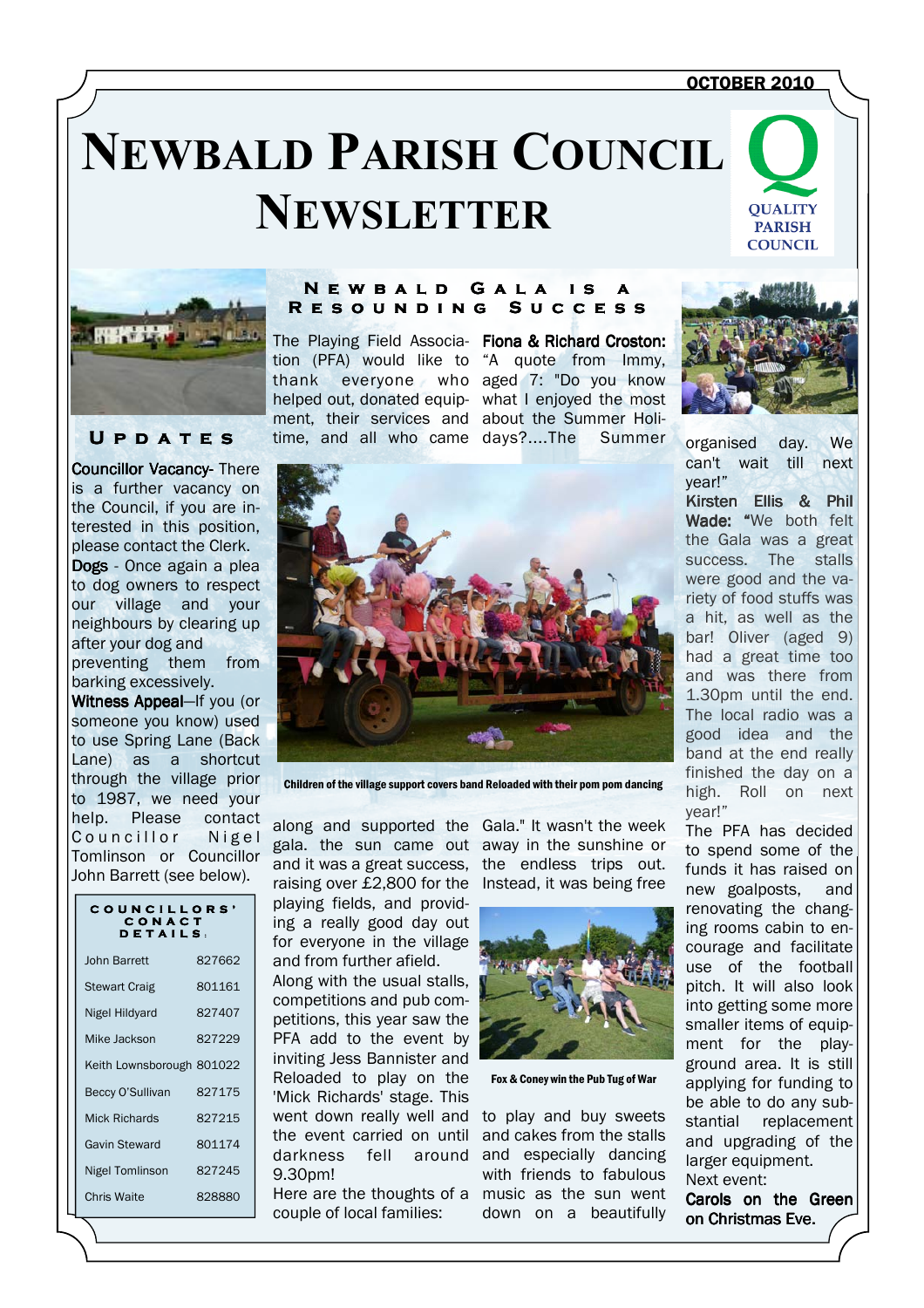OCTOBER 2010

# Newbald Parish Council Newsletter

QUALITY PARISH COUNCIL

## Updates

**Councillor Vacancy**- There is a further vacancy on the Council, if you are interested in this position, please contact the Clerk.

**Dogs** - Once again a plea to dog owners to respect our village and your neighbours by clearing up after your dog and preventing them from barking excessively.

**Witness Appeal**—If you (or someone you know) used to use Spring Lane (Back Lane) as a shortcut through the village prior to 1987, we need your help. Please contact Councillor Nigel Tomlinson or Councillor John Barrett (see below).

### Councillors' Conact Details:

| Name | Phone |
|---|---|
| John Barrett | 827662 |
| Stewart Craig | 801161 |
| Nigel Hildyard | 827407 |
| Mike Jackson | 827229 |
| Keith Lownsborough | 801022 |
| Beccy O'Sullivan | 827175 |
| Mick Richards | 827215 |
| Gavin Steward | 801174 |
| Nigel Tomlinson | 827245 |
| Chris Waite | 828880 |

## Newbald Gala is a Resounding Success

The Playing Field Association (PFA) would like to thank everyone who helped out, donated equipment, their services and time, and all who came along and supported the gala. the sun came out and it was a great success, raising over £2,800 for the playing fields, and providing a really good day out for everyone in the village and from further afield.

Children of the village support covers band Reloaded with their pom pom dancing

Along with the usual stalls, competitions and pub competitions, this year saw the PFA add to the event by inviting Jess Bannister and Reloaded to play on the 'Mick Richards' stage. This went down really well and the event carried on until darkness fell around 9.30pm!

Here are the thoughts of a couple of local families:

**Fiona & Richard Croston:** "A quote from Immy, aged 7: "Do you know what I enjoyed the most about the Summer Holidays?....The Summer Gala." It wasn't the week away in the sunshine or the endless trips out. Instead, it was being free to play and buy sweets and cakes from the stalls and especially dancing with friends to fabulous music as the sun went down on a beautifully organised day. We can't wait till next year!"

Fox & Coney win the Pub Tug of War

**Kirsten Ellis & Phil Wade:** "We both felt the Gala was a great success. The stalls were good and the variety of food stuffs was a hit, as well as the bar! Oliver (aged 9) had a great time too and was there from 1.30pm until the end. The local radio was a good idea and the band at the end really finished the day on a high. Roll on next year!"

The PFA has decided to spend some of the funds it has raised on new goalposts, and renovating the changing rooms cabin to encourage and facilitate use of the football pitch. It will also look into getting some more smaller items of equipment for the playground area. It is still applying for funding to be able to do any substantial replacement and upgrading of the larger equipment.

Next event:

**Carols on the Green on Christmas Eve.**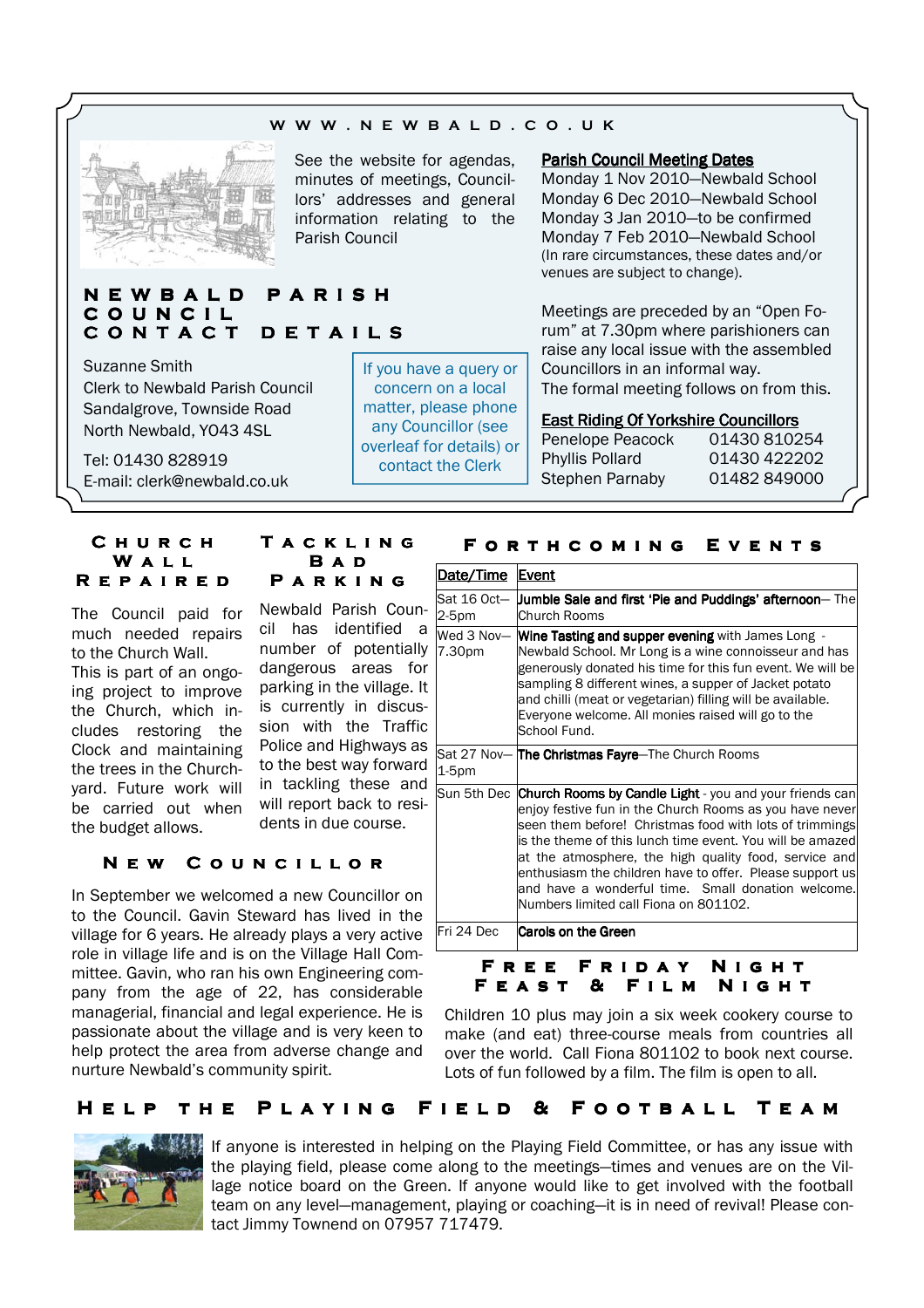WWW.NEWBALD.CO.UK

See the website for agendas, minutes of meetings, Councillors' addresses and general information relating to the Parish Council

## NEWBALD PARISH COUNCIL CONTACT DETAILS

Suzanne Smith
Clerk to Newbald Parish Council
Sandalgrove, Townside Road
North Newbald, YO43 4SL

Tel: 01430 828919
E-mail: clerk@newbald.co.uk

If you have a query or concern on a local matter, please phone any Councillor (see overleaf for details) or contact the Clerk

**Parish Council Meeting Dates**

Monday 1 Nov 2010—Newbald School
Monday 6 Dec 2010—Newbald School
Monday 3 Jan 2010—to be confirmed
Monday 7 Feb 2010—Newbald School
(In rare circumstances, these dates and/or venues are subject to change).

Meetings are preceded by an "Open Forum" at 7.30pm where parishioners can raise any local issue with the assembled Councillors in an informal way.
The formal meeting follows on from this.

**East Riding Of Yorkshire Councillors**

| | |
|---|---|
| Penelope Peacock | 01430 810254 |
| Phyllis Pollard | 01430 422202 |
| Stephen Parnaby | 01482 849000 |

## Church Wall Repaired

The Council paid for much needed repairs to the Church Wall.
This is part of an ongoing project to improve the Church, which includes restoring the Clock and maintaining the trees in the Churchyard. Future work will be carried out when the budget allows.

## Tackling Bad Parking

Newbald Parish Council has identified a number of potentially dangerous areas for parking in the village. It is currently in discussion with the Traffic Police and Highways as to the best way forward in tackling these and will report back to residents in due course.

## New Councillor

In September we welcomed a new Councillor on to the Council. Gavin Steward has lived in the village for 6 years. He already plays a very active role in village life and is on the Village Hall Committee. Gavin, who ran his own Engineering company from the age of 22, has considerable managerial, financial and legal experience. He is passionate about the village and is very keen to help protect the area from adverse change and nurture Newbald's community spirit.

## Forthcoming Events

| Date/Time | Event |
|---|---|
| Sat 16 Oct— 2-5pm | **Jumble Sale and first 'Pie and Puddings' afternoon**— The Church Rooms |
| Wed 3 Nov— 7.30pm | **Wine Tasting and supper evening** with James Long - Newbald School. Mr Long is a wine connoisseur and has generously donated his time for this fun event. We will be sampling 8 different wines, a supper of Jacket potato and chilli (meat or vegetarian) filling will be available. Everyone welcome. All monies raised will go to the School Fund. |
| Sat 27 Nov— 1-5pm | **The Christmas Fayre**—The Church Rooms |
| Sun 5th Dec | **Church Rooms by Candle Light** - you and your friends can enjoy festive fun in the Church Rooms as you have never seen them before! Christmas food with lots of trimmings is the theme of this lunch time event. You will be amazed at the atmosphere, the high quality food, service and enthusiasm the children have to offer. Please support us and have a wonderful time. Small donation welcome. Numbers limited call Fiona on 801102. |
| Fri 24 Dec | **Carols on the Green** |

## Free Friday Night Feast & Film Night

Children 10 plus may join a six week cookery course to make (and eat) three-course meals from countries all over the world. Call Fiona 801102 to book next course. Lots of fun followed by a film. The film is open to all.

## Help the Playing Field & Football Team

If anyone is interested in helping on the Playing Field Committee, or has any issue with the playing field, please come along to the meetings—times and venues are on the Village notice board on the Green. If anyone would like to get involved with the football team on any level—management, playing or coaching—it is in need of revival! Please contact Jimmy Townend on 07957 717479.